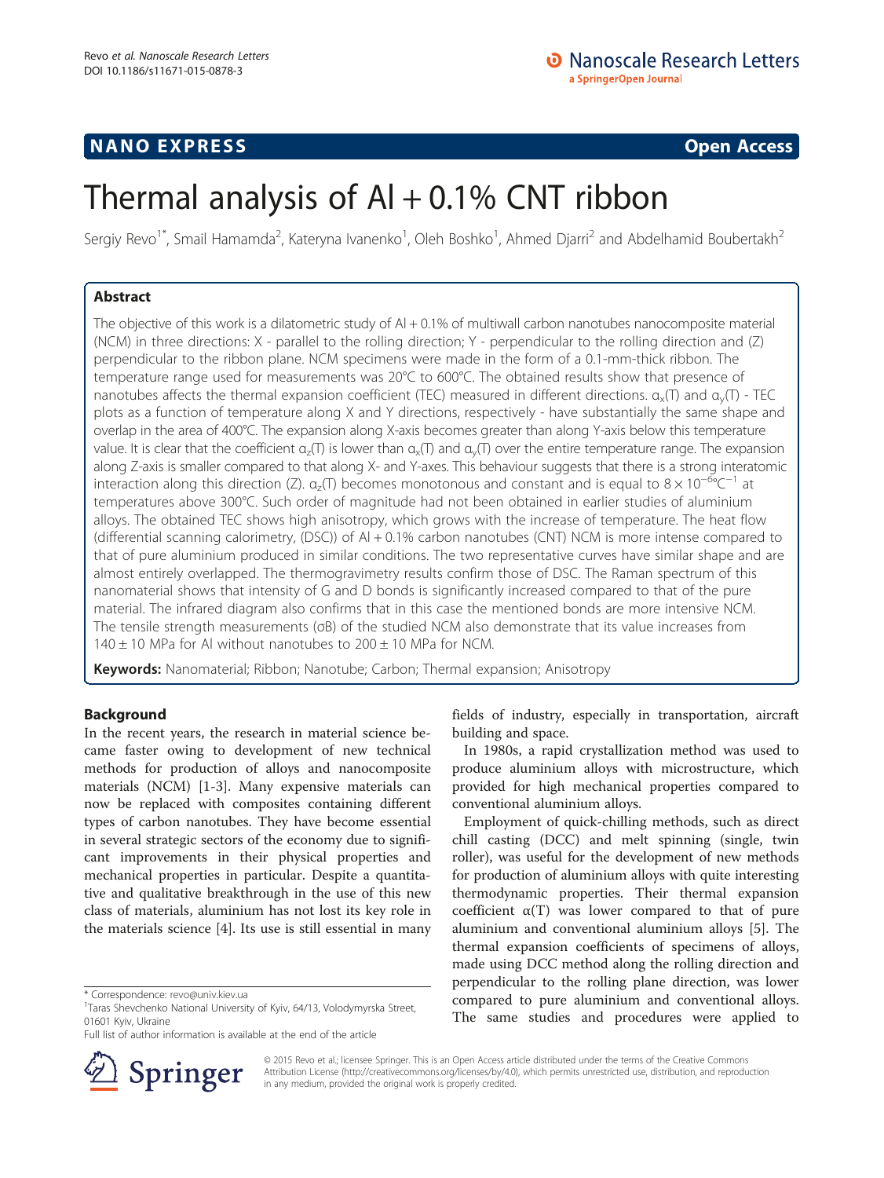NANO EXPRESS **Open Access**

# Thermal analysis of Al + 0.1% CNT ribbon

Sergiy Revo[1*], Smail Hamamda[2], Kateryna Ivanenko[1], Oleh Boshko[1], Ahmed Djarri[2] and Abdelhamid Boubertakh[2]

## Abstract

The objective of this work is a dilatometric study of Al + 0.1% of multiwall carbon nanotubes nanocomposite material (NCM) in three directions: X - parallel to the rolling direction; Y - perpendicular to the rolling direction and (Z) perpendicular to the ribbon plane. NCM specimens were made in the form of a 0.1-mm-thick ribbon. The temperature range used for measurements was 20°C to 600°C. The obtained results show that presence of nanotubes affects the thermal expansion coefficient (TEC) measured in different directions. $\alpha_x(T)$ and $\alpha_y(T)$ - TEC plots as a function of temperature along X and Y directions, respectively - have substantially the same shape and overlap in the area of 400°C. The expansion along X-axis becomes greater than along Y-axis below this temperature value. It is clear that the coefficient $\alpha_z(T)$ is lower than $\alpha_x(T)$ and $\alpha_y(T)$ over the entire temperature range. The expansion along Z-axis is smaller compared to that along X- and Y-axes. This behaviour suggests that there is a strong interatomic interaction along this direction (Z). $\alpha_z(T)$ becomes monotonous and constant and is equal to $8 \times 10^{-6}$°C$^{-1}$ at temperatures above 300°C. Such order of magnitude had not been obtained in earlier studies of aluminium alloys. The obtained TEC shows high anisotropy, which grows with the increase of temperature. The heat flow (differential scanning calorimetry, (DSC)) of Al + 0.1% carbon nanotubes (CNT) NCM is more intense compared to that of pure aluminium produced in similar conditions. The two representative curves have similar shape and are almost entirely overlapped. The thermogravimetry results confirm those of DSC. The Raman spectrum of this nanomaterial shows that intensity of G and D bonds is significantly increased compared to that of the pure material. The infrared diagram also confirms that in this case the mentioned bonds are more intensive NCM. The tensile strength measurements (σB) of the studied NCM also demonstrate that its value increases from 140 ± 10 MPa for Al without nanotubes to 200 ± 10 MPa for NCM.

**Keywords:** Nanomaterial; Ribbon; Nanotube; Carbon; Thermal expansion; Anisotropy

## Background

In the recent years, the research in material science became faster owing to development of new technical methods for production of alloys and nanocomposite materials (NCM) [1-3]. Many expensive materials can now be replaced with composites containing different types of carbon nanotubes. They have become essential in several strategic sectors of the economy due to significant improvements in their physical properties and mechanical properties in particular. Despite a quantitative and qualitative breakthrough in the use of this new class of materials, aluminium has not lost its key role in the materials science [4]. Its use is still essential in many fields of industry, especially in transportation, aircraft building and space.

In 1980s, a rapid crystallization method was used to produce aluminium alloys with microstructure, which provided for high mechanical properties compared to conventional aluminium alloys.

Employment of quick-chilling methods, such as direct chill casting (DCC) and melt spinning (single, twin roller), was useful for the development of new methods for production of aluminium alloys with quite interesting thermodynamic properties. Their thermal expansion coefficient α(T) was lower compared to that of pure aluminium and conventional aluminium alloys [5]. The thermal expansion coefficients of specimens of alloys, made using DCC method along the rolling direction and perpendicular to the rolling plane direction, was lower compared to pure aluminium and conventional alloys. The same studies and procedures were applied to

\* Correspondence: revo@univ.kiev.ua
[1]Taras Shevchenko National University of Kyiv, 64/13, Volodymyrska Street, 01601 Kyiv, Ukraine
Full list of author information is available at the end of the article

© 2015 Revo et al.; licensee Springer. This is an Open Access article distributed under the terms of the Creative Commons Attribution License (http://creativecommons.org/licenses/by/4.0), which permits unrestricted use, distribution, and reproduction in any medium, provided the original work is properly credited.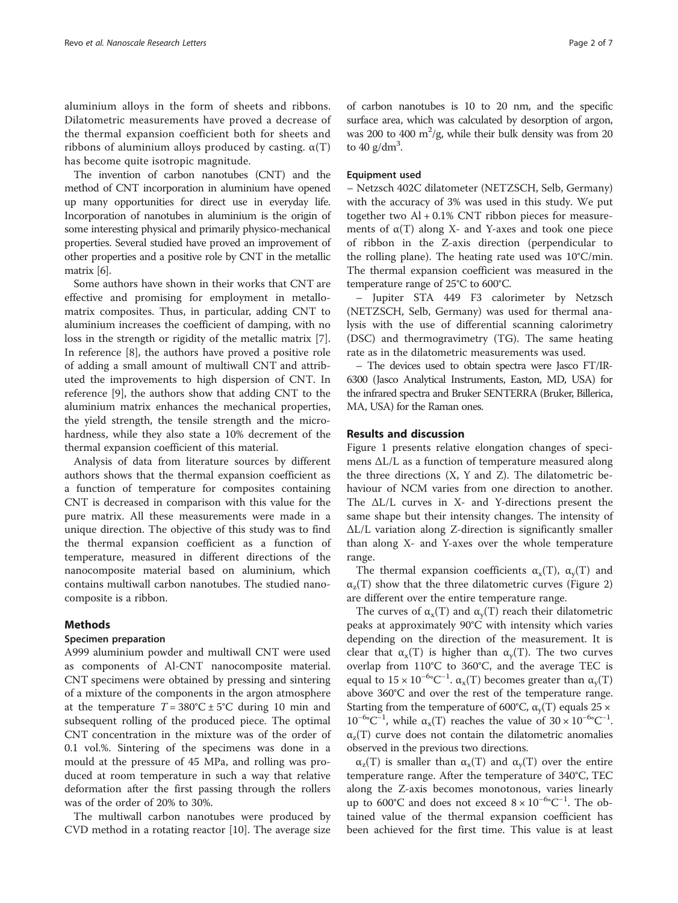aluminium alloys in the form of sheets and ribbons. Dilatometric measurements have proved a decrease of the thermal expansion coefficient both for sheets and ribbons of aluminium alloys produced by casting. α(T) has become quite isotropic magnitude.

The invention of carbon nanotubes (CNT) and the method of CNT incorporation in aluminium have opened up many opportunities for direct use in everyday life. Incorporation of nanotubes in aluminium is the origin of some interesting physical and primarily physico-mechanical properties. Several studied have proved an improvement of other properties and a positive role by CNT in the metallic matrix [6].

Some authors have shown in their works that CNT are effective and promising for employment in metallomatrix composites. Thus, in particular, adding CNT to aluminium increases the coefficient of damping, with no loss in the strength or rigidity of the metallic matrix [7]. In reference [8], the authors have proved a positive role of adding a small amount of multiwall CNT and attributed the improvements to high dispersion of CNT. In reference [9], the authors show that adding CNT to the aluminium matrix enhances the mechanical properties, the yield strength, the tensile strength and the microhardness, while they also state a 10% decrement of the thermal expansion coefficient of this material.

Analysis of data from literature sources by different authors shows that the thermal expansion coefficient as a function of temperature for composites containing CNT is decreased in comparison with this value for the pure matrix. All these measurements were made in a unique direction. The objective of this study was to find the thermal expansion coefficient as a function of temperature, measured in different directions of the nanocomposite material based on aluminium, which contains multiwall carbon nanotubes. The studied nanocomposite is a ribbon.

## Methods

### Specimen preparation

A999 aluminium powder and multiwall CNT were used as components of Al-CNT nanocomposite material. CNT specimens were obtained by pressing and sintering of a mixture of the components in the argon atmosphere at the temperature $T = 380°C \pm 5°C$ during 10 min and subsequent rolling of the produced piece. The optimal CNT concentration in the mixture was of the order of 0.1 vol.%. Sintering of the specimens was done in a mould at the pressure of 45 MPa, and rolling was produced at room temperature in such a way that relative deformation after the first passing through the rollers was of the order of 20% to 30%.

The multiwall carbon nanotubes were produced by CVD method in a rotating reactor [10]. The average size of carbon nanotubes is 10 to 20 nm, and the specific surface area, which was calculated by desorption of argon, was 200 to 400 $m^2/g$, while their bulk density was from 20 to 40 $g/dm^3$.

### Equipment used

– Netzsch 402C dilatometer (NETZSCH, Selb, Germany) with the accuracy of 3% was used in this study. We put together two Al + 0.1% CNT ribbon pieces for measurements of α(T) along X- and Y-axes and took one piece of ribbon in the Z-axis direction (perpendicular to the rolling plane). The heating rate used was 10°C/min. The thermal expansion coefficient was measured in the temperature range of 25°C to 600°C.

– Jupiter STA 449 F3 calorimeter by Netzsch (NETZSCH, Selb, Germany) was used for thermal analysis with the use of differential scanning calorimetry (DSC) and thermogravimetry (TG). The same heating rate as in the dilatometric measurements was used.

– The devices used to obtain spectra were Jasco FT/IR-6300 (Jasco Analytical Instruments, Easton, MD, USA) for the infrared spectra and Bruker SENTERRA (Bruker, Billerica, MA, USA) for the Raman ones.

## Results and discussion

Figure 1 presents relative elongation changes of specimens ΔL/L as a function of temperature measured along the three directions (X, Y and Z). The dilatometric behaviour of NCM varies from one direction to another. The ΔL/L curves in X- and Y-directions present the same shape but their intensity changes. The intensity of ΔL/L variation along Z-direction is significantly smaller than along X- and Y-axes over the whole temperature range.

The thermal expansion coefficients $\alpha_x(T)$, $\alpha_y(T)$ and $\alpha_z(T)$ show that the three dilatometric curves (Figure 2) are different over the entire temperature range.

The curves of $\alpha_x(T)$ and $\alpha_y(T)$ reach their dilatometric peaks at approximately 90°C with intensity which varies depending on the direction of the measurement. It is clear that $\alpha_x(T)$ is higher than $\alpha_y(T)$. The two curves overlap from 110°C to 360°C, and the average TEC is equal to $15 \times 10^{-6}$°$C^{-1}$. $\alpha_x(T)$ becomes greater than $\alpha_y(T)$ above 360°C and over the rest of the temperature range. Starting from the temperature of 600°C, $\alpha_y(T)$ equals $25 \times 10^{-6}$°$C^{-1}$, while $\alpha_x(T)$ reaches the value of $30 \times 10^{-6}$°$C^{-1}$. $\alpha_z(T)$ curve does not contain the dilatometric anomalies observed in the previous two directions.

$\alpha_z(T)$ is smaller than $\alpha_x(T)$ and $\alpha_y(T)$ over the entire temperature range. After the temperature of 340°C, TEC along the Z-axis becomes monotonous, varies linearly up to 600°C and does not exceed $8 \times 10^{-6}$°$C^{-1}$. The obtained value of the thermal expansion coefficient has been achieved for the first time. This value is at least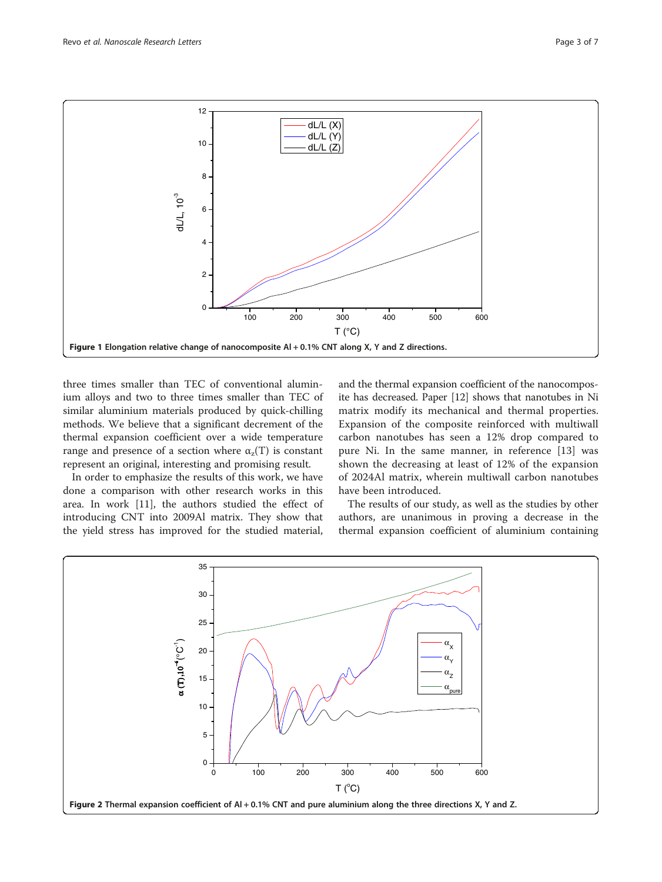dL/L (X)
dL/L (Y)
dL/L (Z)

dL/L, $10^{-3}$

0
2
4
6
8
10
12

100
200
300
400
500
600

T (°C)

**Figure 1** Elongation relative change of nanocomposite Al + 0.1% CNT along X, Y and Z directions.

three times smaller than TEC of conventional aluminium alloys and two to three times smaller than TEC of similar aluminium materials produced by quick-chilling methods. We believe that a significant decrement of the thermal expansion coefficient over a wide temperature range and presence of a section where $\alpha_z(T)$ is constant represent an original, interesting and promising result.

In order to emphasize the results of this work, we have done a comparison with other research works in this area. In work [11], the authors studied the effect of introducing CNT into 2009Al matrix. They show that the yield stress has improved for the studied material, and the thermal expansion coefficient of the nanocomposite has decreased. Paper [12] shows that nanotubes in Ni matrix modify its mechanical and thermal properties. Expansion of the composite reinforced with multiwall carbon nanotubes has seen a 12% drop compared to pure Ni. In the same manner, in reference [13] was shown the decreasing at least of 12% of the expansion of 2024Al matrix, wherein multiwall carbon nanotubes have been introduced.

The results of our study, as well as the studies by other authors, are unanimous in proving a decrease in the thermal expansion coefficient of aluminium containing

$\alpha_X$
$\alpha_Y$
$\alpha_Z$
$\alpha_{pure}$

$\alpha$ (T),$10^{-6}$(°C$^{-1}$)

0
5
10
15
20
25
30
35

0
100
200
300
400
500
600

T (°C)

**Figure 2** Thermal expansion coefficient of Al + 0.1% CNT and pure aluminium along the three directions X, Y and Z.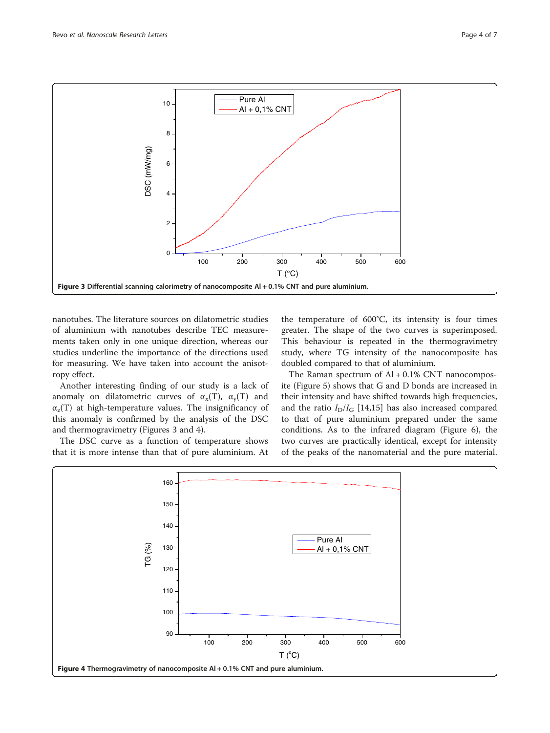DSC (mW/mg)

Pure Al

Al + 0,1% CNT

T (°C)

0 2 4 6 8 10

100 200 300 400 500 600

**Figure 3 Differential scanning calorimetry of nanocomposite Al + 0.1% CNT and pure aluminium.**

nanotubes. The literature sources on dilatometric studies of aluminium with nanotubes describe TEC measurements taken only in one unique direction, whereas our studies underline the importance of the directions used for measuring. We have taken into account the anisotropy effect.

Another interesting finding of our study is a lack of anomaly on dilatometric curves of $\alpha_x(T)$, $\alpha_y(T)$ and $\alpha_z(T)$ at high-temperature values. The insignificancy of this anomaly is confirmed by the analysis of the DSC and thermogravimetry (Figures 3 and 4).

The DSC curve as a function of temperature shows that it is more intense than that of pure aluminium. At the temperature of 600°C, its intensity is four times greater. The shape of the two curves is superimposed. This behaviour is repeated in the thermogravimetry study, where TG intensity of the nanocomposite has doubled compared to that of aluminium.

The Raman spectrum of Al + 0.1% CNT nanocomposite (Figure 5) shows that G and D bonds are increased in their intensity and have shifted towards high frequencies, and the ratio $I_D/I_G$ [14,15] has also increased compared to that of pure aluminium prepared under the same conditions. As to the infrared diagram (Figure 6), the two curves are practically identical, except for intensity of the peaks of the nanomaterial and the pure material.

TG (%)

Pure Al

Al + 0,1% CNT

T (°C)

90 100 110 120 130 140 150 160

100 200 300 400 500 600

**Figure 4 Thermogravimetry of nanocomposite Al + 0.1% CNT and pure aluminium.**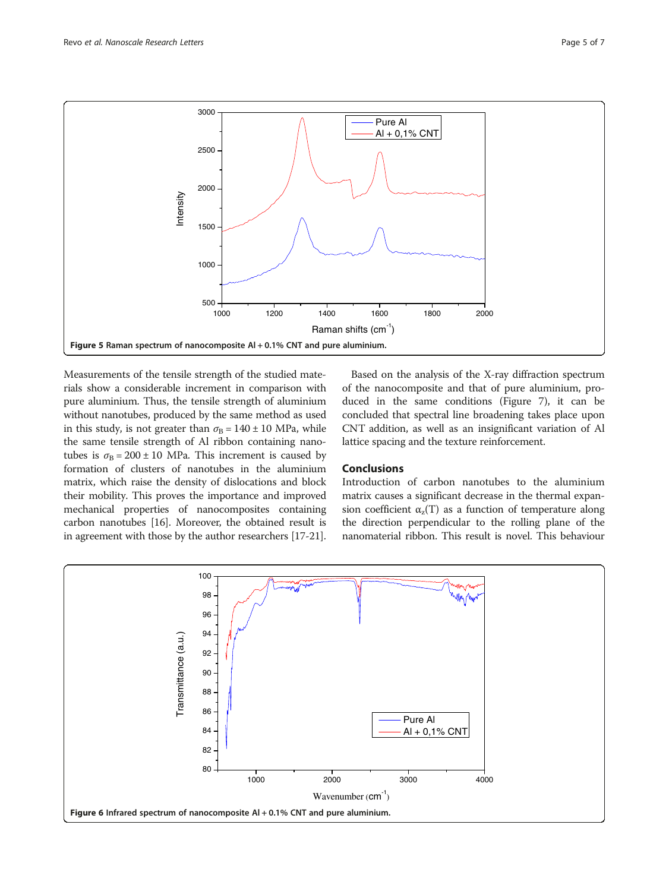3000
2500
2000
1500
1000
500
Intensity
1000
1200
1400
1600
1800
2000
Raman shifts (cm$^{-1}$)
Pure Al
Al + 0,1% CNT

**Figure 5** Raman spectrum of nanocomposite Al + 0.1% CNT and pure aluminium.

Measurements of the tensile strength of the studied materials show a considerable increment in comparison with pure aluminium. Thus, the tensile strength of aluminium without nanotubes, produced by the same method as used in this study, is not greater than $\sigma_B = 140 \pm 10$ MPa, while the same tensile strength of Al ribbon containing nanotubes is $\sigma_B = 200 \pm 10$ MPa. This increment is caused by formation of clusters of nanotubes in the aluminium matrix, which raise the density of dislocations and block their mobility. This proves the importance and improved mechanical properties of nanocomposites containing carbon nanotubes [16]. Moreover, the obtained result is in agreement with those by the author researchers [17-21].

Based on the analysis of the X-ray diffraction spectrum of the nanocomposite and that of pure aluminium, produced in the same conditions (Figure 7), it can be concluded that spectral line broadening takes place upon CNT addition, as well as an insignificant variation of Al lattice spacing and the texture reinforcement.

## Conclusions

Introduction of carbon nanotubes to the aluminium matrix causes a significant decrease in the thermal expansion coefficient $\alpha_z(T)$ as a function of temperature along the direction perpendicular to the rolling plane of the nanomaterial ribbon. This result is novel. This behaviour

100
98
96
94
92
90
88
86
84
82
80
Transmittance (a.u.)
1000
2000
3000
4000
Wavenumber (cm$^{-1}$)
Pure Al
Al + 0,1% CNT

**Figure 6** Infrared spectrum of nanocomposite Al + 0.1% CNT and pure aluminium.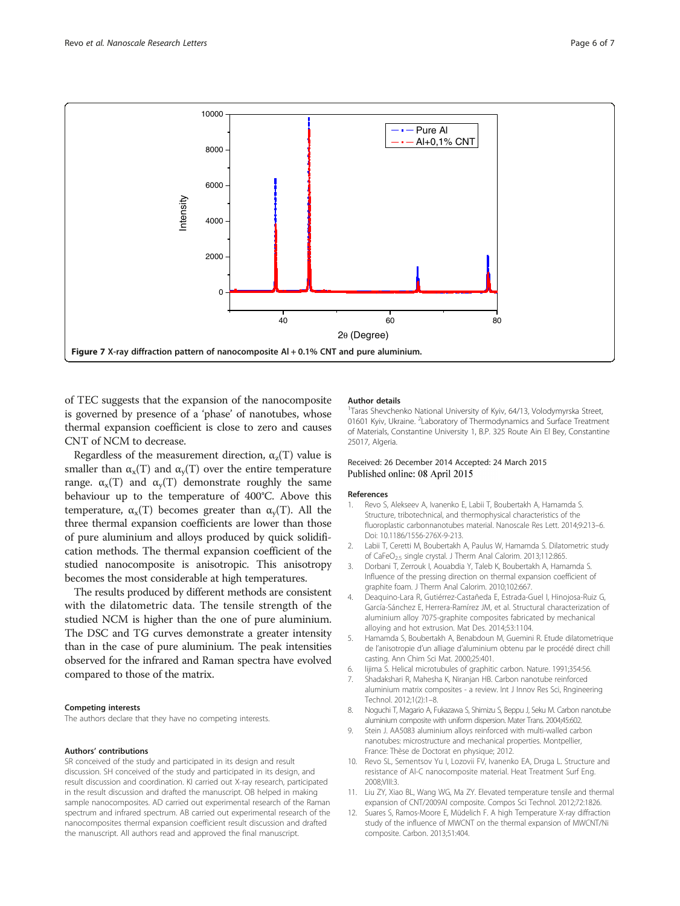10000
8000
6000
4000
2000
0
Intensity
40
60
80
2θ (Degree)
Pure Al
Al+0,1% CNT

**Figure 7 X-ray diffraction pattern of nanocomposite Al + 0.1% CNT and pure aluminium.**

of TEC suggests that the expansion of the nanocomposite is governed by presence of a 'phase' of nanotubes, whose thermal expansion coefficient is close to zero and causes CNT of NCM to decrease.

Regardless of the measurement direction, $\alpha_z(T)$ value is smaller than $\alpha_x(T)$ and $\alpha_y(T)$ over the entire temperature range. $\alpha_x(T)$ and $\alpha_y(T)$ demonstrate roughly the same behaviour up to the temperature of 400°C. Above this temperature, $\alpha_x(T)$ becomes greater than $\alpha_y(T)$. All the three thermal expansion coefficients are lower than those of pure aluminium and alloys produced by quick solidification methods. The thermal expansion coefficient of the studied nanocomposite is anisotropic. This anisotropy becomes the most considerable at high temperatures.

The results produced by different methods are consistent with the dilatometric data. The tensile strength of the studied NCM is higher than the one of pure aluminium. The DSC and TG curves demonstrate a greater intensity than in the case of pure aluminium. The peak intensities observed for the infrared and Raman spectra have evolved compared to those of the matrix.

#### Competing interests

The authors declare that they have no competing interests.

#### Authors' contributions

SR conceived of the study and participated in its design and result discussion. SH conceived of the study and participated in its design, and result discussion and coordination. KI carried out X-ray research, participated in the result discussion and drafted the manuscript. OB helped in making sample nanocomposites. AD carried out experimental research of the Raman spectrum and infrared spectrum. AB carried out experimental research of the nanocomposites thermal expansion coefficient result discussion and drafted the manuscript. All authors read and approved the final manuscript.

#### Author details

[1]Taras Shevchenko National University of Kyiv, 64/13, Volodymyrska Street, 01601 Kyiv, Ukraine. [2]Laboratory of Thermodynamics and Surface Treatment of Materials, Constantine University 1, B.P. 325 Route Ain El Bey, Constantine 25017, Algeria.

Received: 26 December 2014 Accepted: 24 March 2015
Published online: 08 April 2015

#### References

1. Revo S, Alekseev A, Ivanenko E, Labii T, Boubertakh A, Hamamda S. Structure, tribotechnical, and thermophysical characteristics of the fluoroplastic carbonnanotubes material. Nanoscale Res Lett. 2014;9:213–6. Doi: 10.1186/1556-276X-9-213.
2. Labii T, Ceretti M, Boubertakh A, Paulus W, Hamamda S. Dilatometric study of $CaFeO_{2.5}$ single crystal. J Therm Anal Calorim. 2013;112:865.
3. Dorbani T, Zerrouk I, Aouabdia Y, Taleb K, Boubertakh A, Hamamda S. Influence of the pressing direction on thermal expansion coefficient of graphite foam. J Therm Anal Calorim. 2010;102:667.
4. Deaquino-Lara R, Gutiérrez-Castañeda E, Estrada-Guel I, Hinojosa-Ruiz G, García-Sánchez E, Herrera-Ramírez JM, et al. Structural characterization of aluminium alloy 7075-graphite composites fabricated by mechanical alloying and hot extrusion. Mat Des. 2014;53:1104.
5. Hamamda S, Boubertakh A, Benabdoun M, Guemini R. Etude dilatometrique de l'anisotropie d'un alliage d'aluminium obtenu par le procédé direct chill casting. Ann Chim Sci Mat. 2000;25:401.
6. Iijima S. Helical microtubules of graphitic carbon. Nature. 1991;354:56.
7. Shadakshari R, Mahesha K, Niranjan HB. Carbon nanotube reinforced aluminium matrix composites - a review. Int J Innov Res Sci, Rngineering Technol. 2012;1(2):1–8.
8. Noguchi T, Magario A, Fukazawa S, Shimizu S, Beppu J, Seku M. Carbon nanotube aluminium composite with uniform dispersion. Mater Trans. 2004;45:602.
9. Stein J. AA5083 aluminium alloys reinforced with multi-walled carbon nanotubes: microstructure and mechanical properties. Montpellier, France: Thèse de Doctorat en physique; 2012.
10. Revo SL, Sementsov Yu I, Lozovii FV, Ivanenko EA, Druga L. Structure and resistance of Al-C nanocomposite material. Heat Treatment Surf Eng. 2008;VIII:3.
11. Liu ZY, Xiao BL, Wang WG, Ma ZY. Elevated temperature tensile and thermal expansion of CNT/2009Al composite. Compos Sci Technol. 2012;72:1826.
12. Suares S, Ramos-Moore E, Müdelich F. A high Temperature X-ray diffraction study of the influence of MWCNT on the thermal expansion of MWCNT/Ni composite. Carbon. 2013;51:404.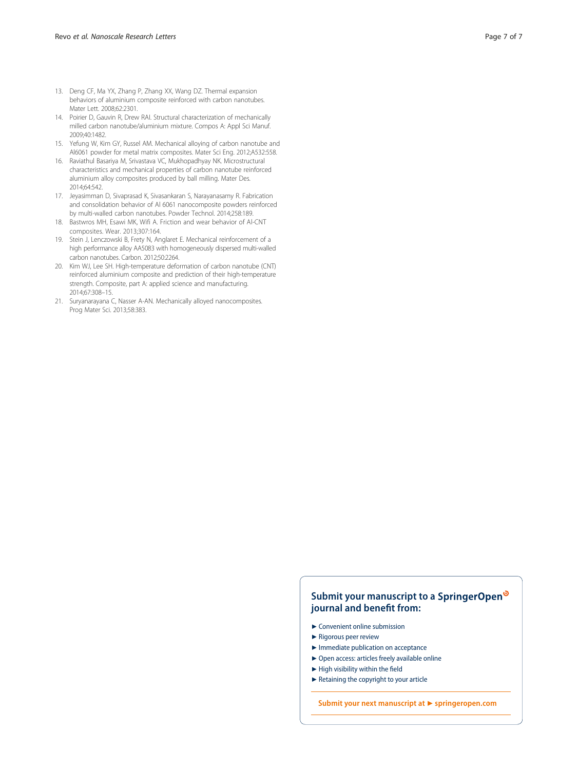13. Deng CF, Ma YX, Zhang P, Zhang XX, Wang DZ. Thermal expansion behaviors of aluminium composite reinforced with carbon nanotubes. Mater Lett. 2008;62:2301.
14. Poirier D, Gauvin R, Drew RAI. Structural characterization of mechanically milled carbon nanotube/aluminium mixture. Compos A: Appl Sci Manuf. 2009;40:1482.
15. Yefung W, Kim GY, Russel AM. Mechanical alloying of carbon nanotube and Al6061 powder for metal matrix composites. Mater Sci Eng. 2012;A532:558.
16. Raviathul Basariya M, Srivastava VC, Mukhopadhyay NK. Microstructural characteristics and mechanical properties of carbon nanotube reinforced aluminium alloy composites produced by ball milling. Mater Des. 2014;64:542.
17. Jeyasimman D, Sivaprasad K, Sivasankaran S, Narayanasamy R. Fabrication and consolidation behavior of Al 6061 nanocomposite powders reinforced by multi-walled carbon nanotubes. Powder Technol. 2014;258:189.
18. Bastwros MH, Esawi MK, Wifi A. Friction and wear behavior of Al-CNT composites. Wear. 2013;307:164.
19. Stein J, Lenczowski B, Frety N, Anglaret E. Mechanical reinforcement of a high performance alloy AA5083 with homogeneously dispersed multi-walled carbon nanotubes. Carbon. 2012;50:2264.
20. Kim WJ, Lee SH. High-temperature deformation of carbon nanotube (CNT) reinforced aluminium composite and prediction of their high-temperature strength. Composite, part A: applied science and manufacturing. 2014;67:308–15.
21. Suryanarayana C, Nasser A-AN. Mechanically alloyed nanocomposites. Prog Mater Sci. 2013;58:383.

**Submit your manuscript to a SpringerOpen journal and benefit from:**

- ► Convenient online submission
- ► Rigorous peer review
- ► Immediate publication on acceptance
- ► Open access: articles freely available online
- ► High visibility within the field
- ► Retaining the copyright to your article

**Submit your next manuscript at ► springeropen.com**